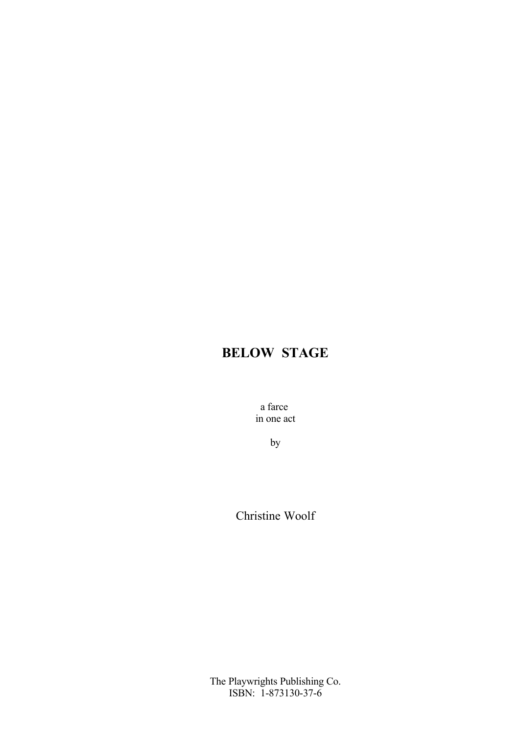# BELOW STAGE

a farce
in one act

by

Christine Woolf

The Playwrights Publishing Co.
ISBN: 1-873130-37-6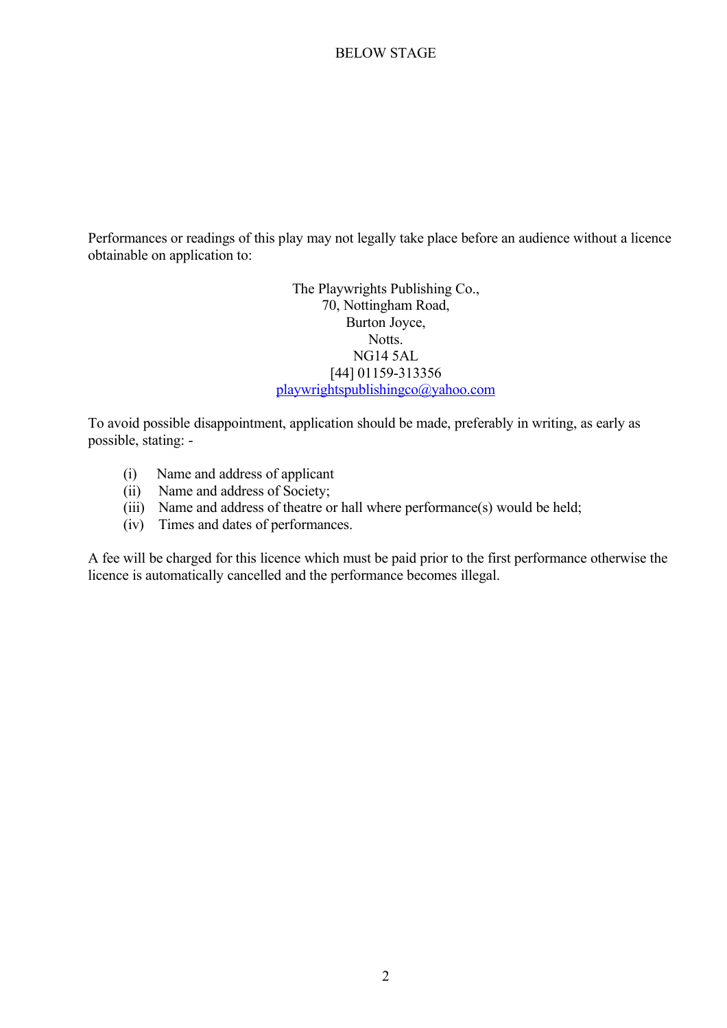Performances or readings of this play may not legally take place before an audience without a licence obtainable on application to:

The Playwrights Publishing Co.,  
70, Nottingham Road,  
Burton Joyce,  
Notts.  
NG14 5AL  
[44] 01159-313356  
playwrightspublishingco@yahoo.com

To avoid possible disappointment, application should be made, preferably in writing, as early as possible, stating: -

(i) Name and address of applicant  
(ii) Name and address of Society;  
(iii) Name and address of theatre or hall where performance(s) would be held;  
(iv) Times and dates of performances.

A fee will be charged for this licence which must be paid prior to the first performance otherwise the licence is automatically cancelled and the performance becomes illegal.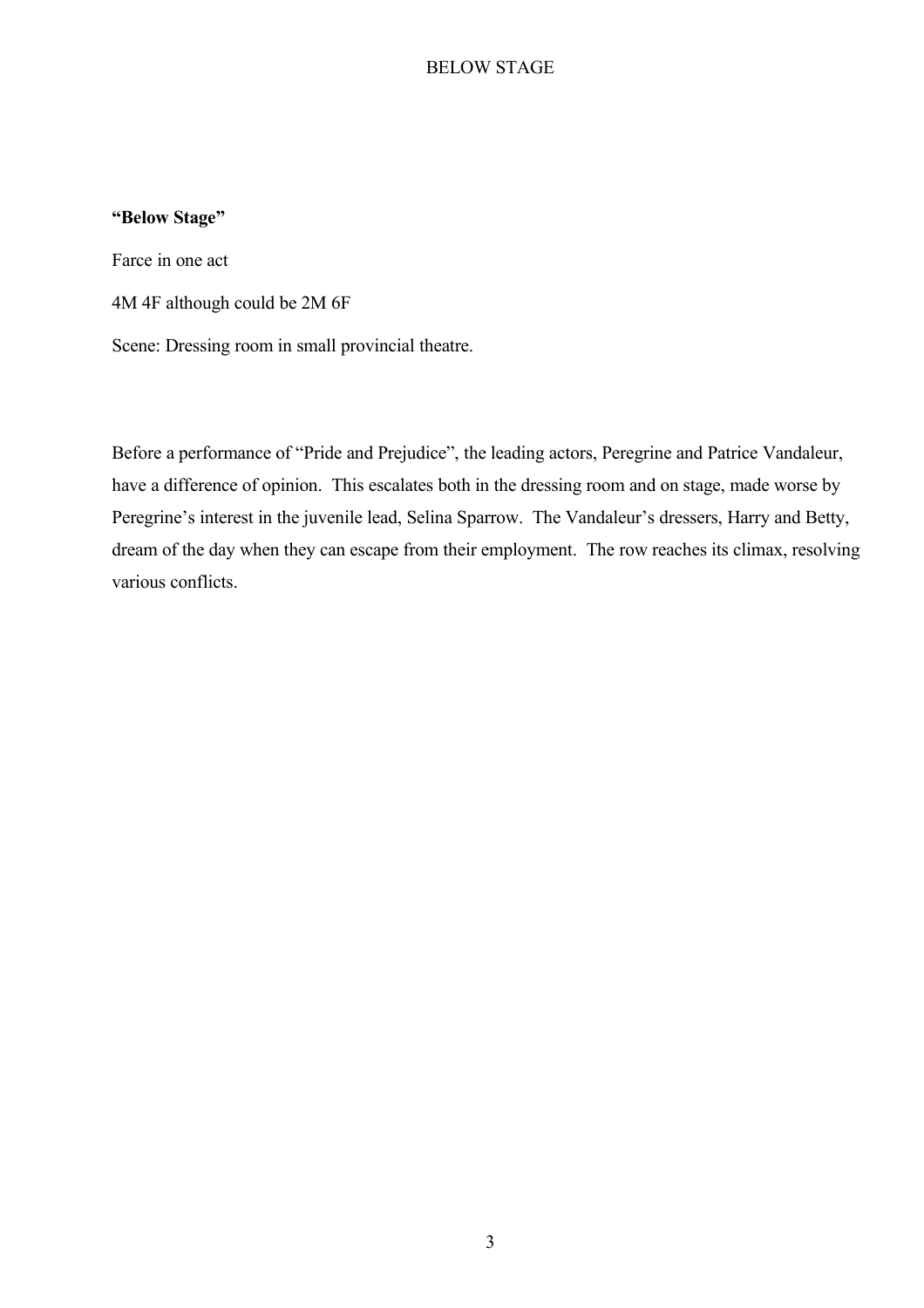**“Below Stage”**

Farce in one act

4M 4F although could be 2M 6F

Scene: Dressing room in small provincial theatre.

Before a performance of “Pride and Prejudice”, the leading actors, Peregrine and Patrice Vandaleur, have a difference of opinion. This escalates both in the dressing room and on stage, made worse by Peregrine’s interest in the juvenile lead, Selina Sparrow. The Vandaleur’s dressers, Harry and Betty, dream of the day when they can escape from their employment. The row reaches its climax, resolving various conflicts.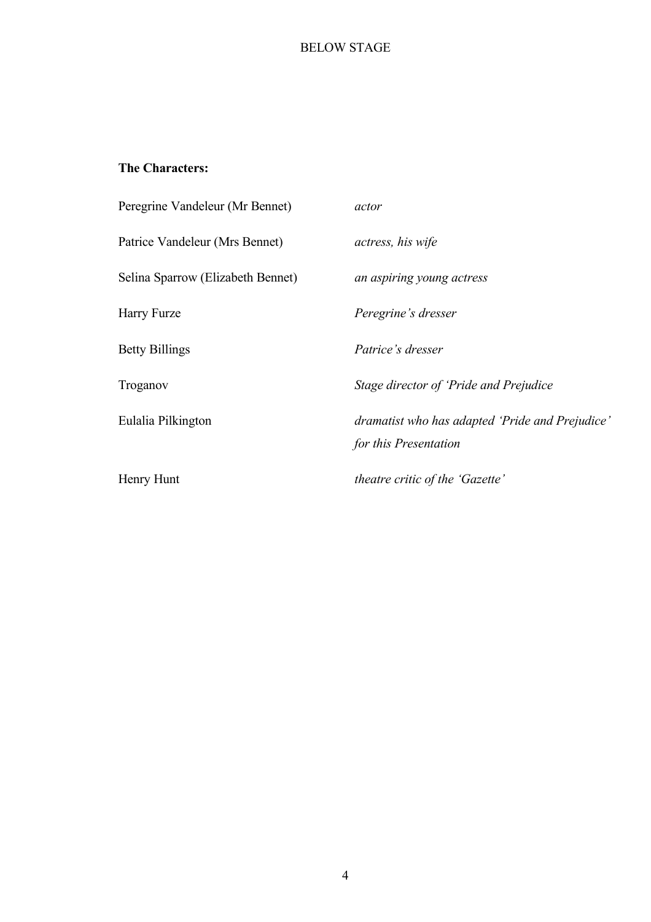**The Characters:**

| | |
|---|---|
| Peregrine Vandeleur (Mr Bennet) | *actor* |
| Patrice Vandeleur (Mrs Bennet) | *actress, his wife* |
| Selina Sparrow (Elizabeth Bennet) | *an aspiring young actress* |
| Harry Furze | *Peregrine's dresser* |
| Betty Billings | *Patrice's dresser* |
| Troganov | *Stage director of 'Pride and Prejudice* |
| Eulalia Pilkington | *dramatist who has adapted 'Pride and Prejudice' for this Presentation* |
| Henry Hunt | *theatre critic of the 'Gazette'* |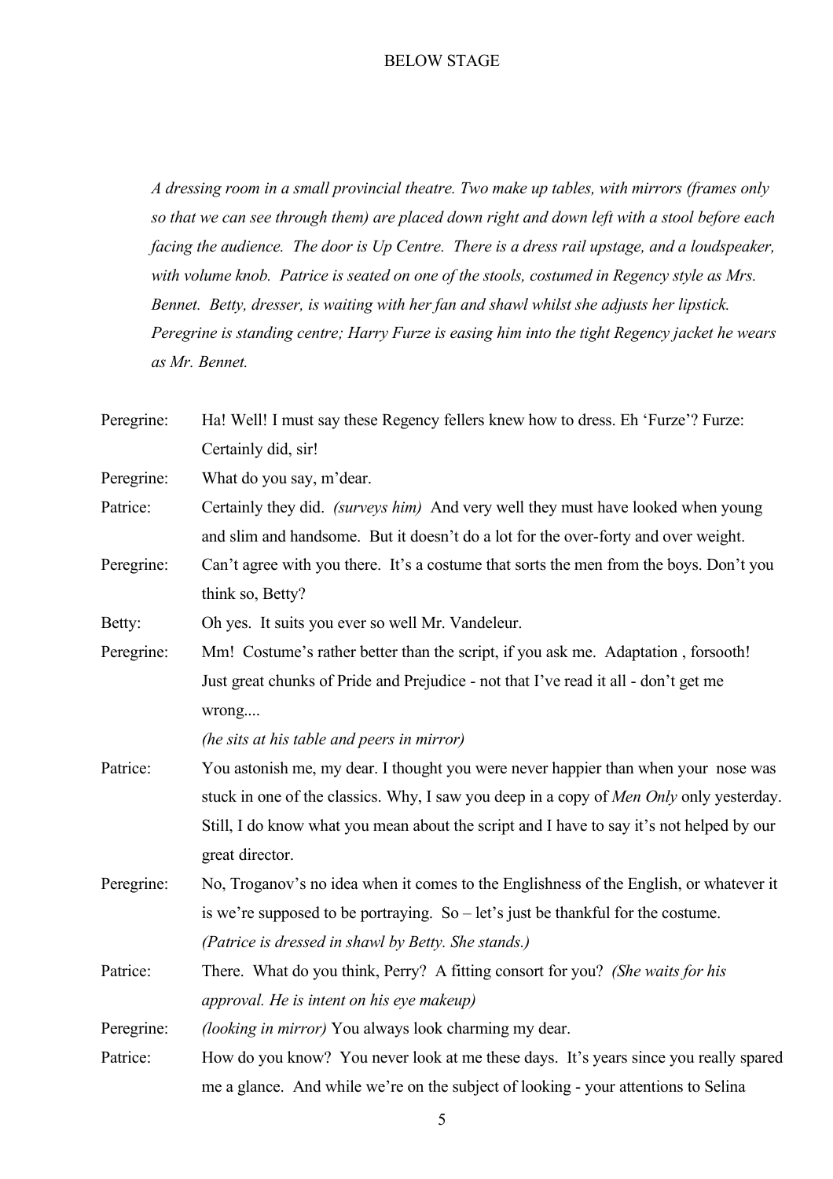*A dressing room in a small provincial theatre. Two make up tables, with mirrors (frames only so that we can see through them) are placed down right and down left with a stool before each facing the audience. The door is Up Centre. There is a dress rail upstage, and a loudspeaker, with volume knob. Patrice is seated on one of the stools, costumed in Regency style as Mrs. Bennet. Betty, dresser, is waiting with her fan and shawl whilst she adjusts her lipstick. Peregrine is standing centre; Harry Furze is easing him into the tight Regency jacket he wears as Mr. Bennet.*

Peregrine: Ha! Well! I must say these Regency fellers knew how to dress. Eh 'Furze'? Furze: Certainly did, sir!

Peregrine: What do you say, m'dear.

Patrice: Certainly they did. *(surveys him)* And very well they must have looked when young and slim and handsome. But it doesn't do a lot for the over-forty and over weight.

Peregrine: Can't agree with you there. It's a costume that sorts the men from the boys. Don't you think so, Betty?

Betty: Oh yes. It suits you ever so well Mr. Vandeleur.

Peregrine: Mm! Costume's rather better than the script, if you ask me. Adaptation , forsooth! Just great chunks of Pride and Prejudice - not that I've read it all - don't get me wrong....
*(he sits at his table and peers in mirror)*

Patrice: You astonish me, my dear. I thought you were never happier than when your nose was stuck in one of the classics. Why, I saw you deep in a copy of *Men Only* only yesterday. Still, I do know what you mean about the script and I have to say it's not helped by our great director.

Peregrine: No, Troganov's no idea when it comes to the Englishness of the English, or whatever it is we're supposed to be portraying. So – let's just be thankful for the costume.
*(Patrice is dressed in shawl by Betty. She stands.)*

Patrice: There. What do you think, Perry? A fitting consort for you? *(She waits for his approval. He is intent on his eye makeup)*

Peregrine: *(looking in mirror)* You always look charming my dear.

Patrice: How do you know? You never look at me these days. It's years since you really spared me a glance. And while we're on the subject of looking - your attentions to Selina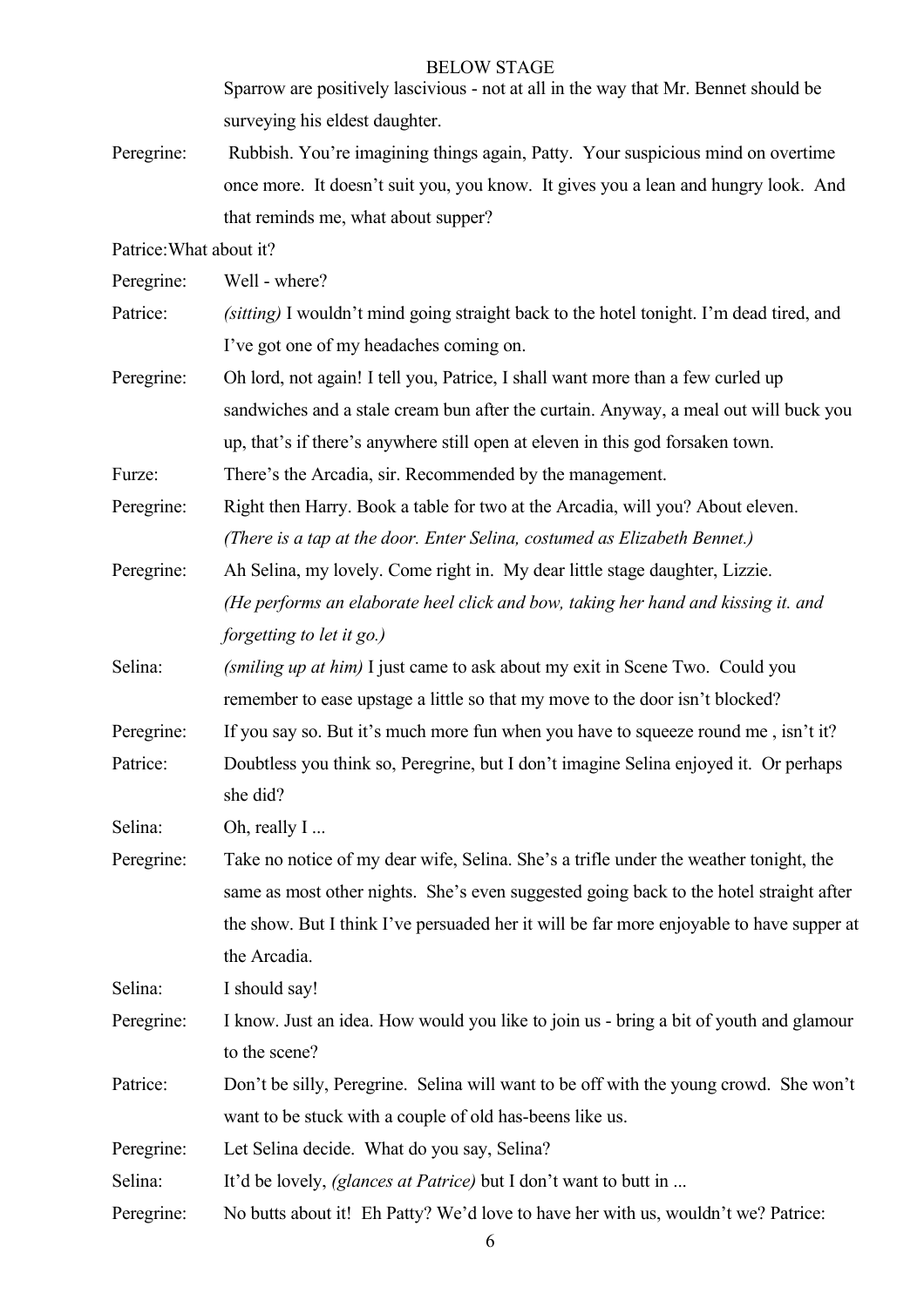Sparrow are positively lascivious - not at all in the way that Mr. Bennet should be surveying his eldest daughter.

Peregrine: Rubbish. You're imagining things again, Patty. Your suspicious mind on overtime once more. It doesn't suit you, you know. It gives you a lean and hungry look. And that reminds me, what about supper?

Patrice: What about it?

Peregrine: Well - where?

Patrice: *(sitting)* I wouldn't mind going straight back to the hotel tonight. I'm dead tired, and I've got one of my headaches coming on.

Peregrine: Oh lord, not again! I tell you, Patrice, I shall want more than a few curled up sandwiches and a stale cream bun after the curtain. Anyway, a meal out will buck you up, that's if there's anywhere still open at eleven in this god forsaken town.

Furze: There's the Arcadia, sir. Recommended by the management.

Peregrine: Right then Harry. Book a table for two at the Arcadia, will you? About eleven. *(There is a tap at the door. Enter Selina, costumed as Elizabeth Bennet.)*

Peregrine: Ah Selina, my lovely. Come right in. My dear little stage daughter, Lizzie. *(He performs an elaborate heel click and bow, taking her hand and kissing it. and forgetting to let it go.)*

Selina: *(smiling up at him)* I just came to ask about my exit in Scene Two. Could you remember to ease upstage a little so that my move to the door isn't blocked?

Peregrine: If you say so. But it's much more fun when you have to squeeze round me , isn't it?

Patrice: Doubtless you think so, Peregrine, but I don't imagine Selina enjoyed it. Or perhaps she did?

Selina: Oh, really I ...

Peregrine: Take no notice of my dear wife, Selina. She's a trifle under the weather tonight, the same as most other nights. She's even suggested going back to the hotel straight after the show. But I think I've persuaded her it will be far more enjoyable to have supper at the Arcadia.

Selina: I should say!

Peregrine: I know. Just an idea. How would you like to join us - bring a bit of youth and glamour to the scene?

Patrice: Don't be silly, Peregrine. Selina will want to be off with the young crowd. She won't want to be stuck with a couple of old has-beens like us.

Peregrine: Let Selina decide. What do you say, Selina?

Selina: It'd be lovely, *(glances at Patrice)* but I don't want to butt in ...

Peregrine: No butts about it! Eh Patty? We'd love to have her with us, wouldn't we? Patrice: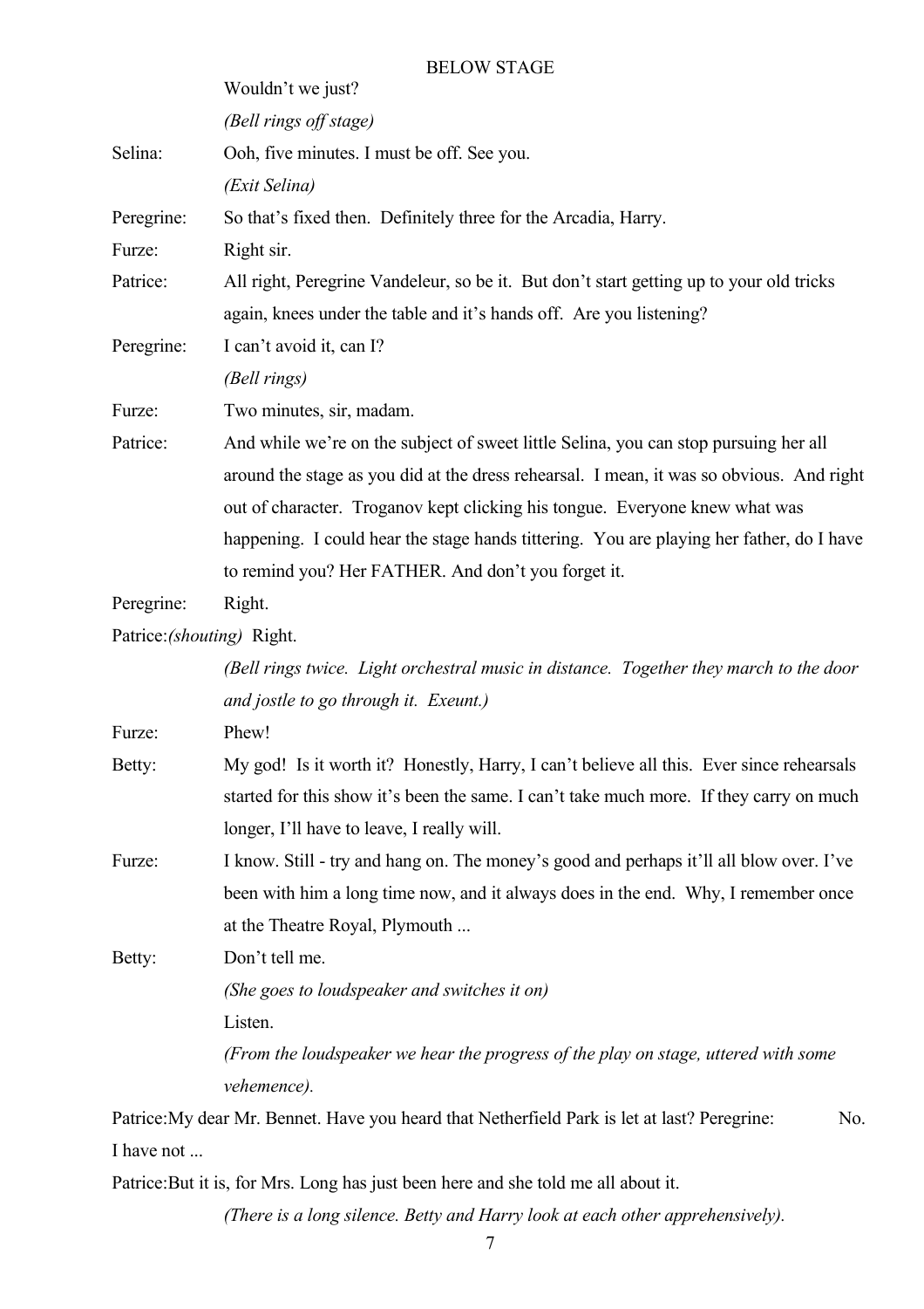Wouldn't we just?

*(Bell rings off stage)*

Selina: Ooh, five minutes. I must be off. See you.

*(Exit Selina)*

Peregrine: So that's fixed then. Definitely three for the Arcadia, Harry.

Furze: Right sir.

Patrice: All right, Peregrine Vandeleur, so be it. But don't start getting up to your old tricks again, knees under the table and it's hands off. Are you listening?

Peregrine: I can't avoid it, can I?

*(Bell rings)*

Furze: Two minutes, sir, madam.

Patrice: And while we're on the subject of sweet little Selina, you can stop pursuing her all around the stage as you did at the dress rehearsal. I mean, it was so obvious. And right out of character. Troganov kept clicking his tongue. Everyone knew what was happening. I could hear the stage hands tittering. You are playing her father, do I have to remind you? Her FATHER. And don't you forget it.

Peregrine: Right.

Patrice: *(shouting)* Right.

*(Bell rings twice. Light orchestral music in distance. Together they march to the door and jostle to go through it. Exeunt.)*

Furze: Phew!

Betty: My god! Is it worth it? Honestly, Harry, I can't believe all this. Ever since rehearsals started for this show it's been the same. I can't take much more. If they carry on much longer, I'll have to leave, I really will.

Furze: I know. Still - try and hang on. The money's good and perhaps it'll all blow over. I've been with him a long time now, and it always does in the end. Why, I remember once at the Theatre Royal, Plymouth ...

Betty: Don't tell me.

*(She goes to loudspeaker and switches it on)*

Listen.

*(From the loudspeaker we hear the progress of the play on stage, uttered with some vehemence).*

Patrice: My dear Mr. Bennet. Have you heard that Netherfield Park is let at last?

Peregrine: No. I have not ...

Patrice: But it is, for Mrs. Long has just been here and she told me all about it.

*(There is a long silence. Betty and Harry look at each other apprehensively).*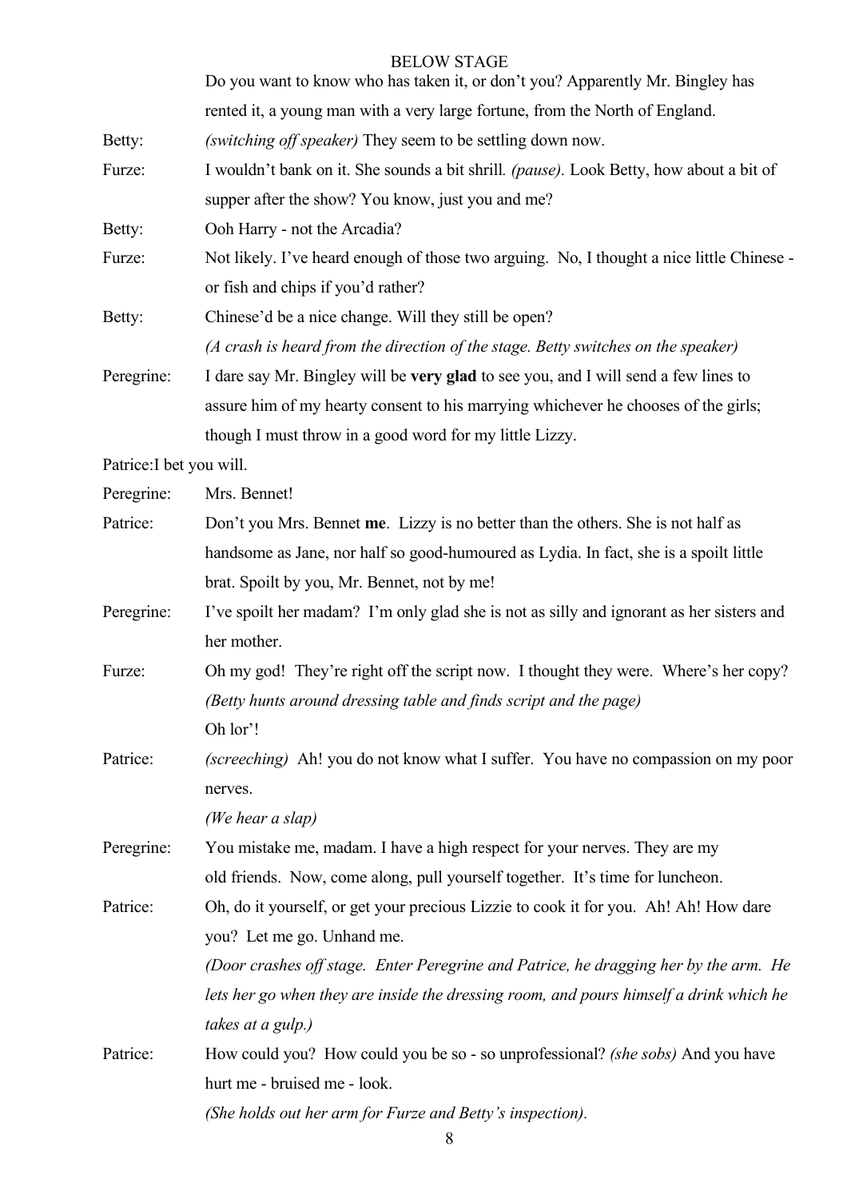Do you want to know who has taken it, or don't you? Apparently Mr. Bingley has rented it, a young man with a very large fortune, from the North of England.

Betty: *(switching off speaker)* They seem to be settling down now.

Furze: I wouldn't bank on it. She sounds a bit shrill. *(pause).* Look Betty, how about a bit of supper after the show? You know, just you and me?

Betty: Ooh Harry - not the Arcadia?

Furze: Not likely. I've heard enough of those two arguing. No, I thought a nice little Chinese - or fish and chips if you'd rather?

Betty: Chinese'd be a nice change. Will they still be open?

*(A crash is heard from the direction of the stage. Betty switches on the speaker)*

Peregrine: I dare say Mr. Bingley will be **very glad** to see you, and I will send a few lines to assure him of my hearty consent to his marrying whichever he chooses of the girls; though I must throw in a good word for my little Lizzy.

Patrice:I bet you will.

Peregrine: Mrs. Bennet!

Patrice: Don't you Mrs. Bennet **me**. Lizzy is no better than the others. She is not half as handsome as Jane, nor half so good-humoured as Lydia. In fact, she is a spoilt little brat. Spoilt by you, Mr. Bennet, not by me!

Peregrine: I've spoilt her madam? I'm only glad she is not as silly and ignorant as her sisters and her mother.

Furze: Oh my god! They're right off the script now. I thought they were. Where's her copy?

*(Betty hunts around dressing table and finds script and the page)*

Oh lor'!

Patrice: *(screeching)* Ah! you do not know what I suffer. You have no compassion on my poor nerves.

*(We hear a slap)*

Peregrine: You mistake me, madam. I have a high respect for your nerves. They are my old friends. Now, come along, pull yourself together. It's time for luncheon.

Patrice: Oh, do it yourself, or get your precious Lizzie to cook it for you. Ah! Ah! How dare you? Let me go. Unhand me.

*(Door crashes off stage. Enter Peregrine and Patrice, he dragging her by the arm. He lets her go when they are inside the dressing room, and pours himself a drink which he takes at a gulp.)*

Patrice: How could you? How could you be so - so unprofessional? *(she sobs)* And you have hurt me - bruised me - look.

*(She holds out her arm for Furze and Betty's inspection).*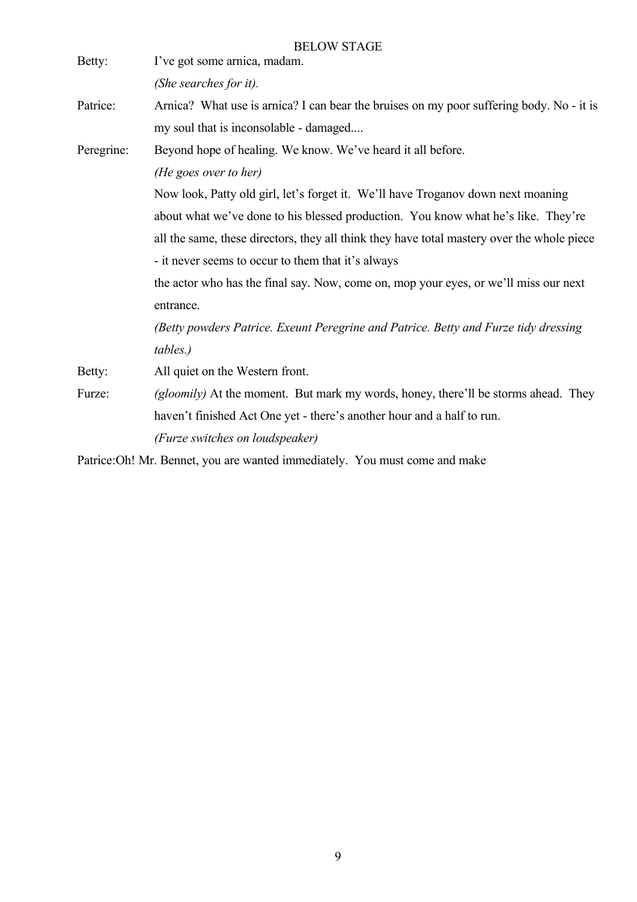BELOW STAGE

Betty: I've got some arnica, madam.

*(She searches for it).*

Patrice: Arnica? What use is arnica? I can bear the bruises on my poor suffering body. No - it is my soul that is inconsolable - damaged....

Peregrine: Beyond hope of healing. We know. We've heard it all before.

*(He goes over to her)*

Now look, Patty old girl, let's forget it. We'll have Troganov down next moaning about what we've done to his blessed production. You know what he's like. They're all the same, these directors, they all think they have total mastery over the whole piece - it never seems to occur to them that it's always

the actor who has the final say. Now, come on, mop your eyes, or we'll miss our next entrance.

*(Betty powders Patrice. Exeunt Peregrine and Patrice. Betty and Furze tidy dressing tables.)*

Betty: All quiet on the Western front.

Furze: *(gloomily)* At the moment. But mark my words, honey, there'll be storms ahead. They haven't finished Act One yet - there's another hour and a half to run.

*(Furze switches on loudspeaker)*

Patrice:Oh! Mr. Bennet, you are wanted immediately. You must come and make